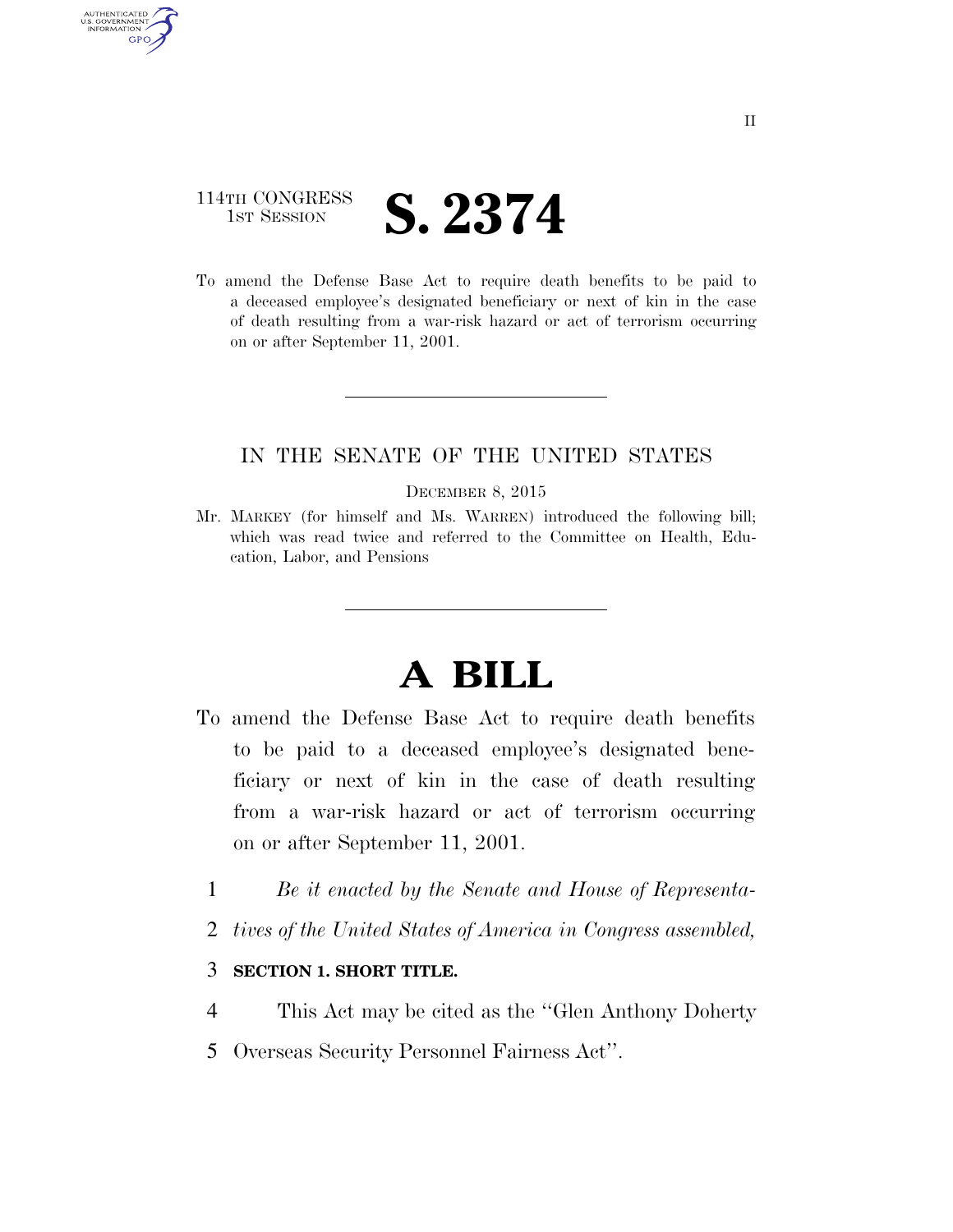114TH CONGRESS
1ST SESSION

# S. 2374

To amend the Defense Base Act to require death benefits to be paid to a deceased employee's designated beneficiary or next of kin in the case of death resulting from a war-risk hazard or act of terrorism occurring on or after September 11, 2001.

IN THE SENATE OF THE UNITED STATES

DECEMBER 8, 2015

Mr. MARKEY (for himself and Ms. WARREN) introduced the following bill; which was read twice and referred to the Committee on Health, Education, Labor, and Pensions

# A BILL

To amend the Defense Base Act to require death benefits to be paid to a deceased employee's designated beneficiary or next of kin in the case of death resulting from a war-risk hazard or act of terrorism occurring on or after September 11, 2001.

1 *Be it enacted by the Senate and House of Representa-*
2 *tives of the United States of America in Congress assembled,*

3 **SECTION 1. SHORT TITLE.**

4 This Act may be cited as the "Glen Anthony Doherty
5 Overseas Security Personnel Fairness Act".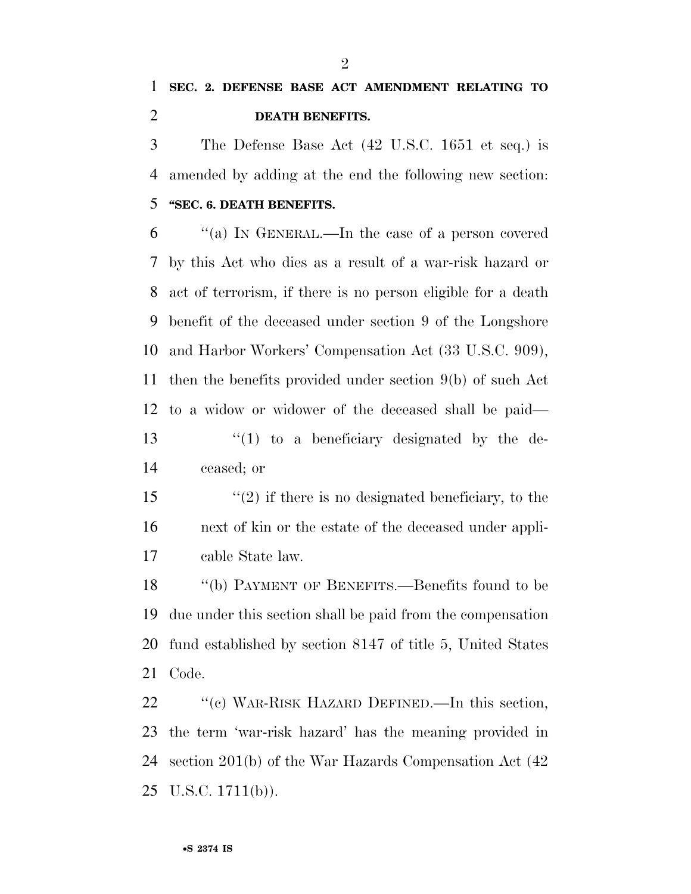**SEC. 2. DEFENSE BASE ACT AMENDMENT RELATING TO DEATH BENEFITS.**

The Defense Base Act (42 U.S.C. 1651 et seq.) is amended by adding at the end the following new section:

**"SEC. 6. DEATH BENEFITS.**

"(a) IN GENERAL.—In the case of a person covered by this Act who dies as a result of a war-risk hazard or act of terrorism, if there is no person eligible for a death benefit of the deceased under section 9 of the Longshore and Harbor Workers' Compensation Act (33 U.S.C. 909), then the benefits provided under section 9(b) of such Act to a widow or widower of the deceased shall be paid—

"(1) to a beneficiary designated by the deceased; or

"(2) if there is no designated beneficiary, to the next of kin or the estate of the deceased under applicable State law.

"(b) PAYMENT OF BENEFITS.—Benefits found to be due under this section shall be paid from the compensation fund established by section 8147 of title 5, United States Code.

"(c) WAR-RISK HAZARD DEFINED.—In this section, the term 'war-risk hazard' has the meaning provided in section 201(b) of the War Hazards Compensation Act (42 U.S.C. 1711(b)).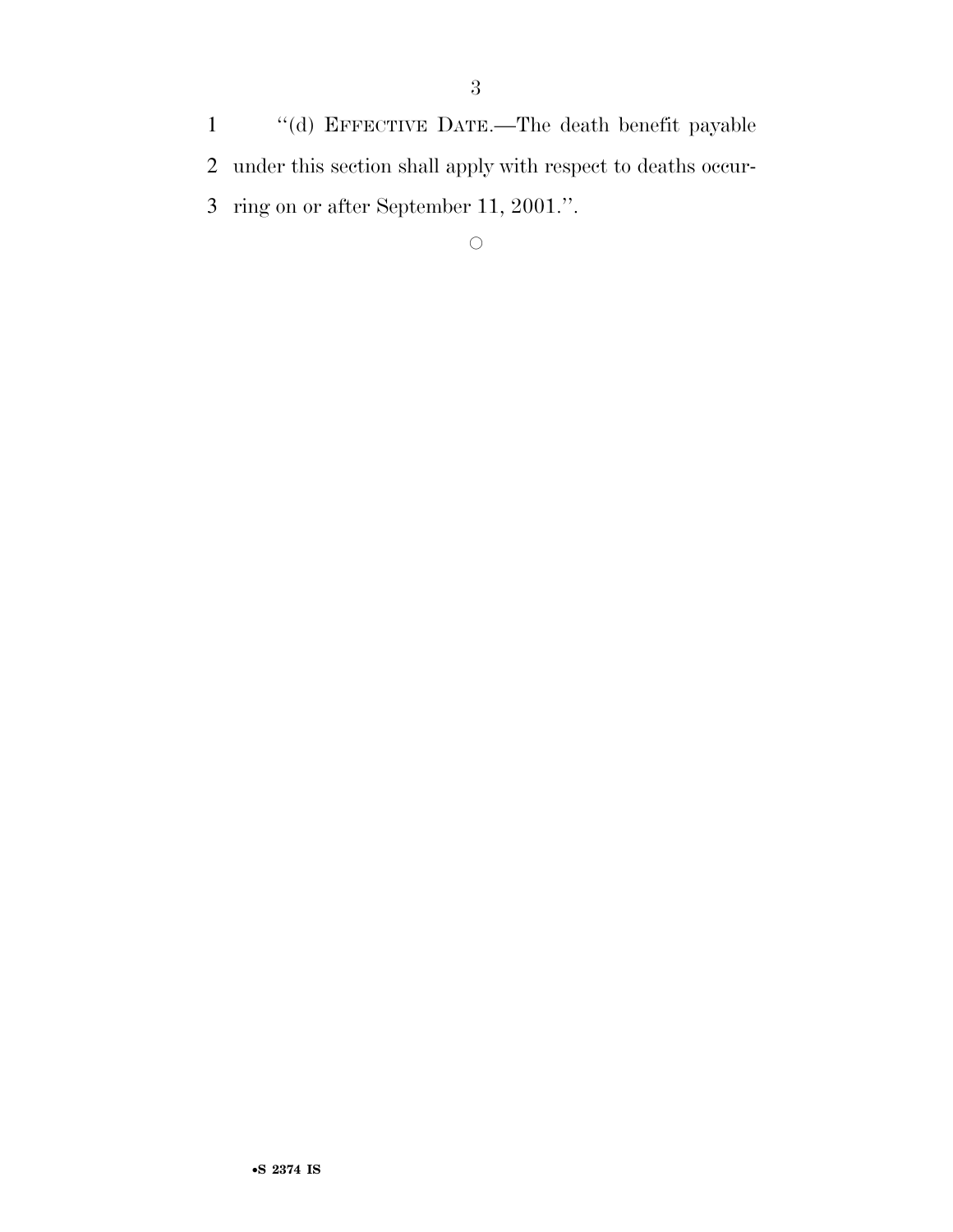"(d) EFFECTIVE DATE.—The death benefit payable under this section shall apply with respect to deaths occurring on or after September 11, 2001.".

○